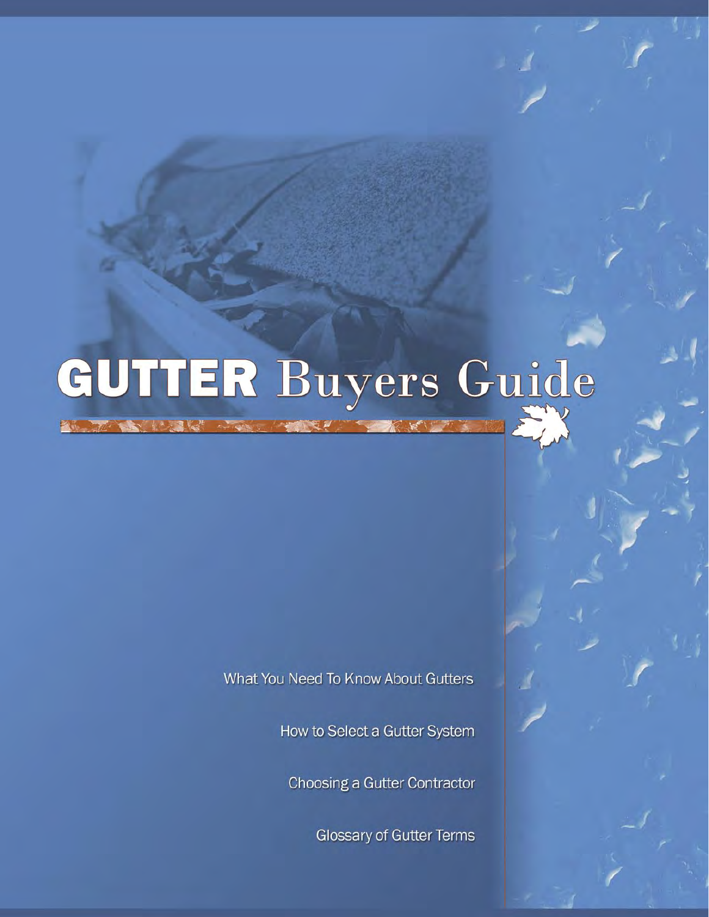# GUTTER Buyers Guide

What You Need To Know About Gutters

How to Select a Gutter System

Choosing a Gutter Contractor

Glossary of Gutter Terms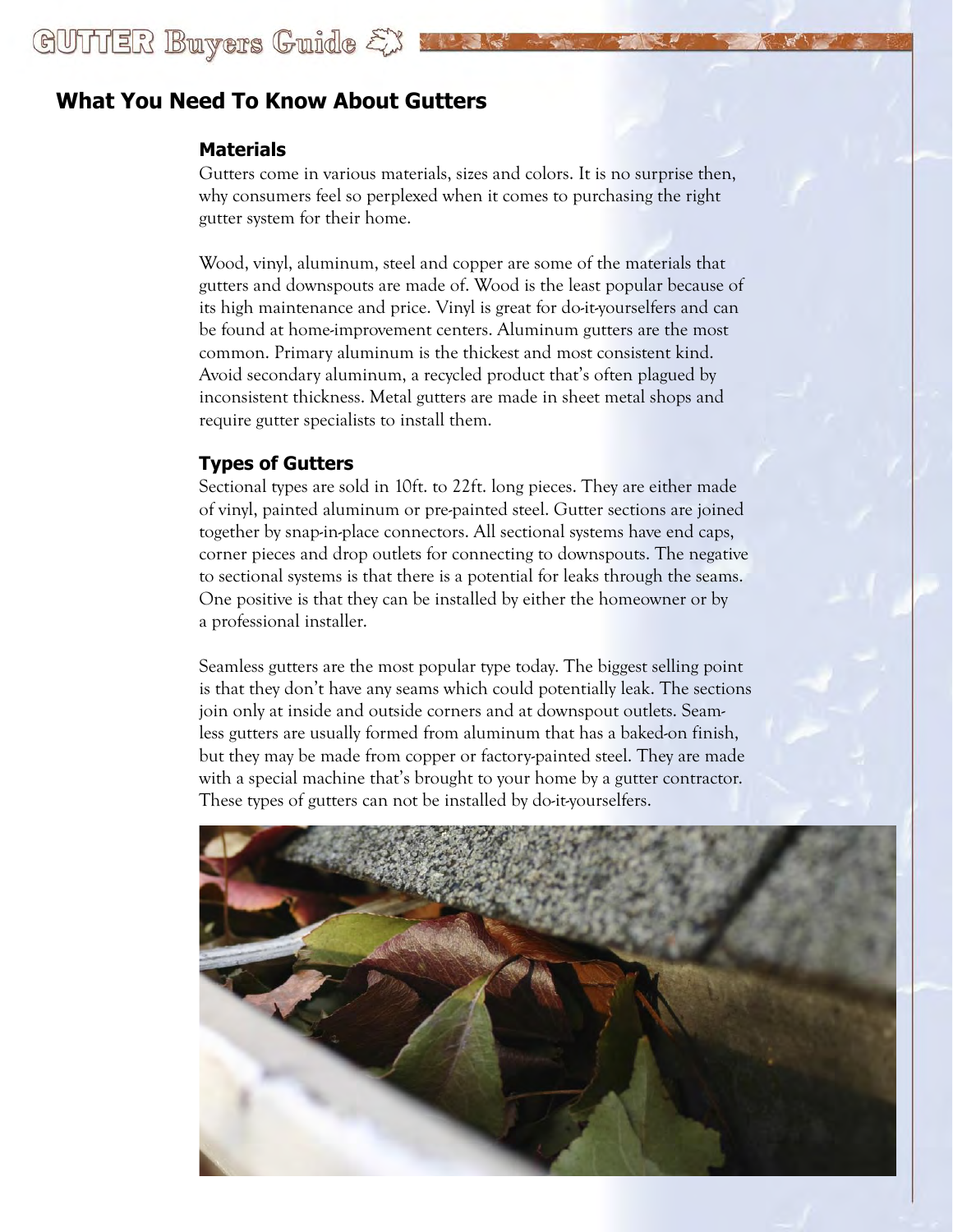## What You Need To Know About Gutters

### Materials

Gutters come in various materials, sizes and colors. It is no surprise then, why consumers feel so perplexed when it comes to purchasing the right gutter system for their home.

Wood, vinyl, aluminum, steel and copper are some of the materials that gutters and downspouts are made of. Wood is the least popular because of its high maintenance and price. Vinyl is great for do-it-yourselfers and can be found at home-improvement centers. Aluminum gutters are the most common. Primary aluminum is the thickest and most consistent kind. Avoid secondary aluminum, a recycled product that's often plagued by inconsistent thickness. Metal gutters are made in sheet metal shops and require gutter specialists to install them.

### Types of Gutters

Sectional types are sold in 10ft. to 22ft. long pieces. They are either made of vinyl, painted aluminum or pre-painted steel. Gutter sections are joined together by snap-in-place connectors. All sectional systems have end caps, corner pieces and drop outlets for connecting to downspouts. The negative to sectional systems is that there is a potential for leaks through the seams. One positive is that they can be installed by either the homeowner or by a professional installer.

Seamless gutters are the most popular type today. The biggest selling point is that they don't have any seams which could potentially leak. The sections join only at inside and outside corners and at downspout outlets. Seamless gutters are usually formed from aluminum that has a baked-on finish, but they may be made from copper or factory-painted steel. They are made with a special machine that's brought to your home by a gutter contractor. These types of gutters can not be installed by do-it-yourselfers.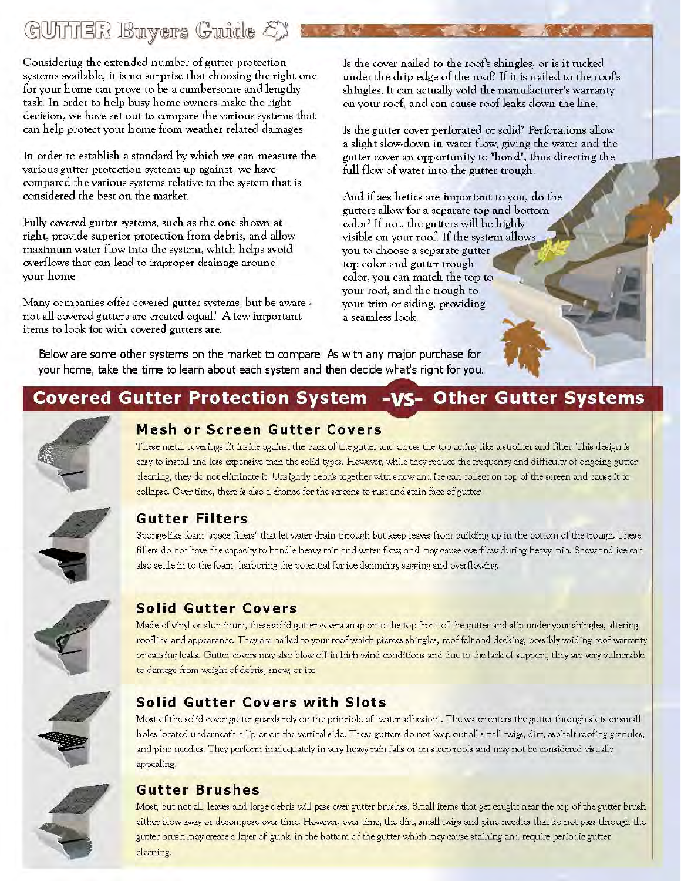# GUTTER Buyers Guide

Considering the extended number of gutter protection systems available, it is no surprise that choosing the right one for your home can prove to be a cumbersome and lengthy task. In order to help busy home owners make the right decision, we have set out to compare the various systems that can help protect your home from weather related damages.

In order to establish a standard by which we can measure the various gutter protection systems up against, we have compared the various systems relative to the system that is considered the best on the market.

Fully covered gutter systems, such as the one shown at right, provide superior protection from debris, and allow maximum water flow into the system, which helps avoid overflows that can lead to improper drainage around your home.

Many companies offer covered gutter systems, but be aware - not all covered gutters are created equal! A few important items to look for with covered gutters are:

Is the cover nailed to the roof's shingles, or is it tucked under the drip edge of the roof? If it is nailed to the roof's shingles, it can actually void the manufacturer's warranty on your roof, and can cause roof leaks down the line.

Is the gutter cover perforated or solid? Perforations allow a slight slow-down in water flow, giving the water and the gutter cover an opportunity to "bond", thus directing the full flow of water into the gutter trough.

And if aesthetics are important to you, do the gutters allow for a separate top and bottom color? If not, the gutters will be highly visible on your roof. If the system allows you to choose a separate gutter top color and gutter trough color, you can match the top to your roof, and the trough to your trim or siding, providing a seamless look.

Below are some other systems on the market to compare. As with any major purchase for your home, take the time to learn about each system and then decide what's right for you.

## Covered Gutter Protection System -VS- Other Gutter Systems

### Mesh or Screen Gutter Covers

These metal coverings fit inside against the back of the gutter and across the top acting like a strainer and filter. This design is easy to install and less expensive than the solid types. However, while they reduce the frequency and difficulty of ongoing gutter cleaning, they do not eliminate it. Unsightly debris together with snow and ice can collect on top of the screen and cause it to collapse. Over time, there is also a chance for the screens to rust and stain face of gutter.

### Gutter Filters

Sponge-like foam "space fillers" that let water drain through but keep leaves from building up in the bottom of the trough. These fillers do not have the capacity to handle heavy rain and water flow, and may cause overflow during heavy rain. Snow and ice can also settle in to the foam, harboring the potential for ice damming, sagging and overflowing.

### Solid Gutter Covers

Made of vinyl or aluminum, these solid gutter covers snap onto the top front of the gutter and slip under your shingles, altering roofline and appearance. They are nailed to your roof which pierces shingles, roof felt and decking, possibly voiding roof warranty or causing leaks. Gutter covers may also blow off in high wind conditions and due to the lack of support, they are very vulnerable to damage from weight of debris, snow, or ice.

### Solid Gutter Covers with Slots

Most of the solid cover gutter guards rely on the principle of "water adhesion". The water enters the gutter through slots or small holes located underneath a lip or on the vertical side. These gutters do not keep out all small twigs, dirt, asphalt roofing granules, and pine needles. They perform inadequately in very heavy rain falls or on steep roofs and may not be considered visually appealing.

### Gutter Brushes

Most, but not all, leaves and large debris will pass over gutter brushes. Small items that get caught near the top of the gutter brush either blow away or decompose over time. However, over time, the dirt, small twigs and pine needles that do not pass through the gutter brush may create a layer of 'gunk' in the bottom of the gutter which may cause staining and require periodic gutter cleaning.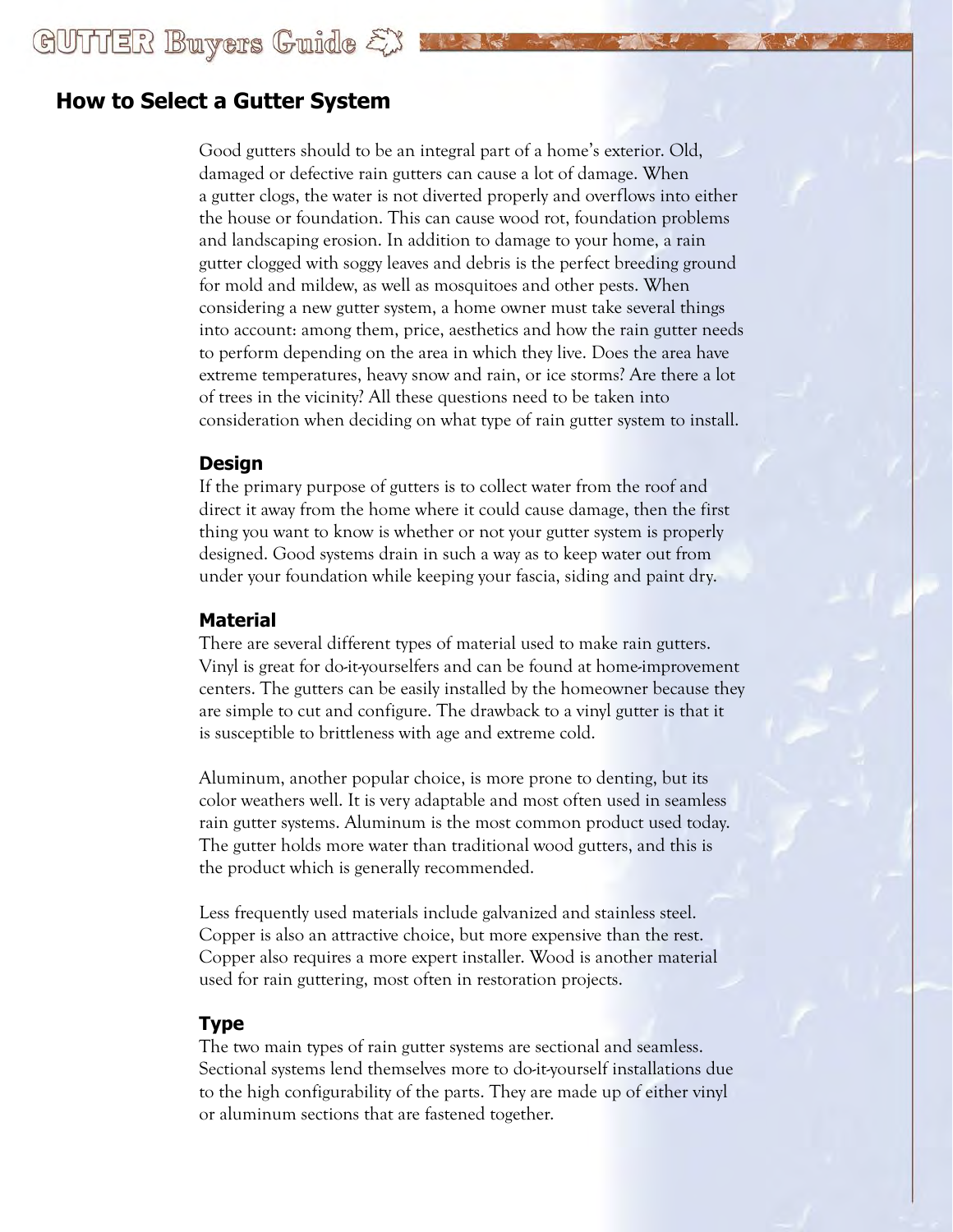## How to Select a Gutter System

Good gutters should to be an integral part of a home's exterior. Old, damaged or defective rain gutters can cause a lot of damage. When a gutter clogs, the water is not diverted properly and overflows into either the house or foundation. This can cause wood rot, foundation problems and landscaping erosion. In addition to damage to your home, a rain gutter clogged with soggy leaves and debris is the perfect breeding ground for mold and mildew, as well as mosquitoes and other pests. When considering a new gutter system, a home owner must take several things into account: among them, price, aesthetics and how the rain gutter needs to perform depending on the area in which they live. Does the area have extreme temperatures, heavy snow and rain, or ice storms? Are there a lot of trees in the vicinity? All these questions need to be taken into consideration when deciding on what type of rain gutter system to install.

### Design

If the primary purpose of gutters is to collect water from the roof and direct it away from the home where it could cause damage, then the first thing you want to know is whether or not your gutter system is properly designed. Good systems drain in such a way as to keep water out from under your foundation while keeping your fascia, siding and paint dry.

### Material

There are several different types of material used to make rain gutters. Vinyl is great for do-it-yourselfers and can be found at home-improvement centers. The gutters can be easily installed by the homeowner because they are simple to cut and configure. The drawback to a vinyl gutter is that it is susceptible to brittleness with age and extreme cold.

Aluminum, another popular choice, is more prone to denting, but its color weathers well. It is very adaptable and most often used in seamless rain gutter systems. Aluminum is the most common product used today. The gutter holds more water than traditional wood gutters, and this is the product which is generally recommended.

Less frequently used materials include galvanized and stainless steel. Copper is also an attractive choice, but more expensive than the rest. Copper also requires a more expert installer. Wood is another material used for rain guttering, most often in restoration projects.

### Type

The two main types of rain gutter systems are sectional and seamless. Sectional systems lend themselves more to do-it-yourself installations due to the high configurability of the parts. They are made up of either vinyl or aluminum sections that are fastened together.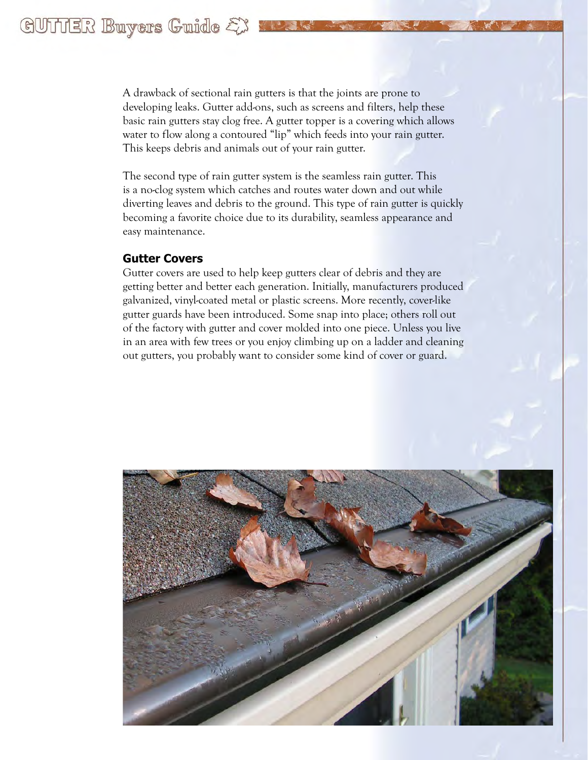A drawback of sectional rain gutters is that the joints are prone to developing leaks. Gutter add-ons, such as screens and filters, help these basic rain gutters stay clog free. A gutter topper is a covering which allows water to flow along a contoured "lip" which feeds into your rain gutter. This keeps debris and animals out of your rain gutter.

The second type of rain gutter system is the seamless rain gutter. This is a no-clog system which catches and routes water down and out while diverting leaves and debris to the ground. This type of rain gutter is quickly becoming a favorite choice due to its durability, seamless appearance and easy maintenance.

## Gutter Covers

Gutter covers are used to help keep gutters clear of debris and they are getting better and better each generation. Initially, manufacturers produced galvanized, vinyl-coated metal or plastic screens. More recently, cover-like gutter guards have been introduced. Some snap into place; others roll out of the factory with gutter and cover molded into one piece. Unless you live in an area with few trees or you enjoy climbing up on a ladder and cleaning out gutters, you probably want to consider some kind of cover or guard.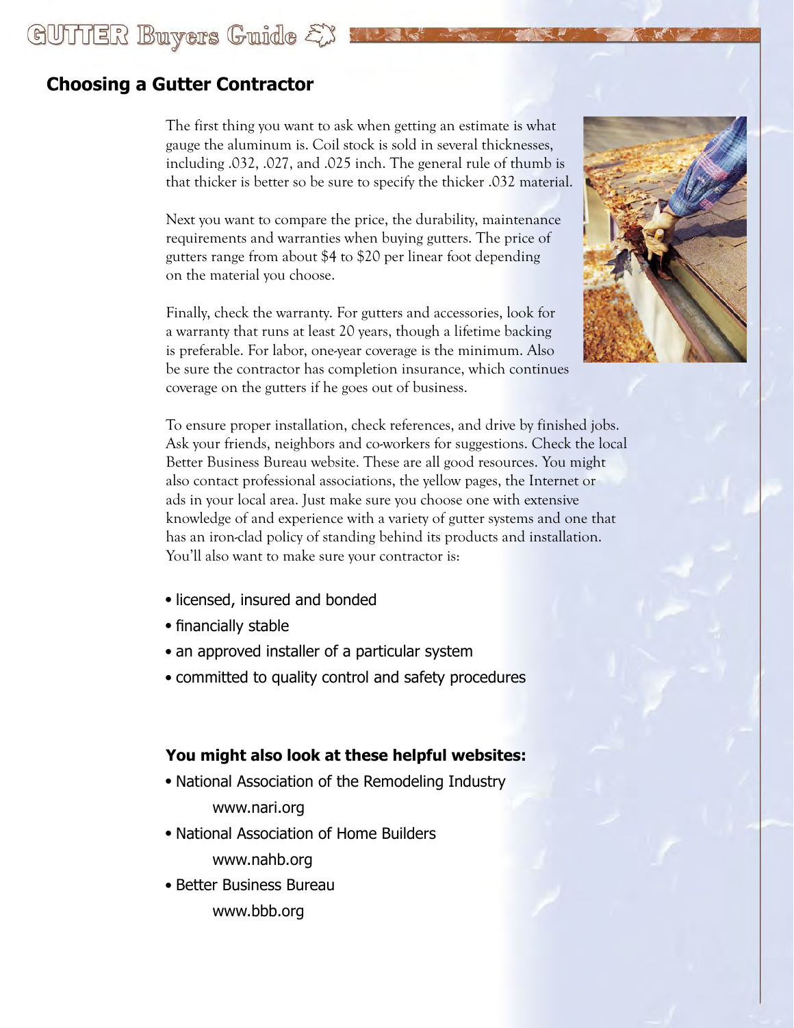## Choosing a Gutter Contractor

The first thing you want to ask when getting an estimate is what gauge the aluminum is. Coil stock is sold in several thicknesses, including .032, .027, and .025 inch. The general rule of thumb is that thicker is better so be sure to specify the thicker .032 material.

Next you want to compare the price, the durability, maintenance requirements and warranties when buying gutters. The price of gutters range from about $4 to $20 per linear foot depending on the material you choose.

Finally, check the warranty. For gutters and accessories, look for a warranty that runs at least 20 years, though a lifetime backing is preferable. For labor, one-year coverage is the minimum. Also be sure the contractor has completion insurance, which continues coverage on the gutters if he goes out of business.

To ensure proper installation, check references, and drive by finished jobs. Ask your friends, neighbors and co-workers for suggestions. Check the local Better Business Bureau website. These are all good resources. You might also contact professional associations, the yellow pages, the Internet or ads in your local area. Just make sure you choose one with extensive knowledge of and experience with a variety of gutter systems and one that has an iron-clad policy of standing behind its products and installation. You'll also want to make sure your contractor is:

- licensed, insured and bonded
- financially stable
- an approved installer of a particular system
- committed to quality control and safety procedures

**You might also look at these helpful websites:**

- National Association of the Remodeling Industry
  www.nari.org
- National Association of Home Builders
  www.nahb.org
- Better Business Bureau
  www.bbb.org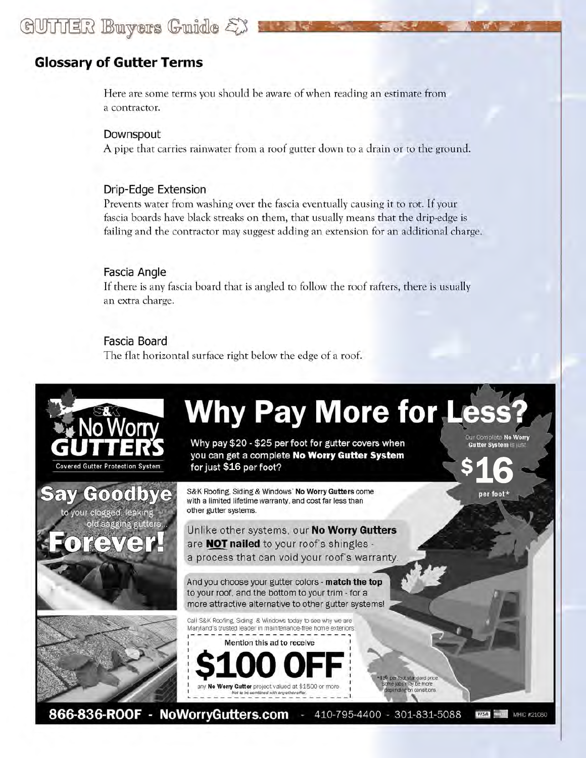## Glossary of Gutter Terms

Here are some terms you should be aware of when reading an estimate from a contractor.

### Downspout

A pipe that carries rainwater from a roof gutter down to a drain or to the ground.

### Drip-Edge Extension

Prevents water from washing over the fascia eventually causing it to rot. If your fascia boards have black streaks on them, that usually means that the drip-edge is failing and the contractor may suggest adding an extension for an additional charge.

### Fascia Angle

If there is any fascia board that is angled to follow the roof rafters, there is usually an extra charge.

### Fascia Board

The flat horizontal surface right below the edge of a roof.

---

S&K No Worry GUTTERS
Covered Gutter Protection System

# Why Pay More for Less?

Why pay $20 - $25 per foot for gutter covers when you can get a complete **No Worry Gutter System** for just $16 per foot?

Our Complete **No Worry Gutter System** is just **$16** per foot*

**Say Goodbye** to your clogged, leaking, old sagging gutters... **Forever!**

S&K Roofing, Siding & Windows' **No Worry Gutters** come with a limited lifetime warranty, and cost far less than other gutter systems.

Unlike other systems, our **No Worry Gutters** are **NOT nailed** to your roof's shingles - a process that can void your roof's warranty.

And you choose your gutter colors - **match the top** to your roof, and the bottom to your trim - for a more attractive alternative to other gutter systems!

Call S&K Roofing, Siding & Windows today to see why we are Maryland's trusted leader in maintenance-free home exteriors.

Mention this ad to receive

**$100 OFF**

any **No Worry Gutter** project valued at $1500 or more.
*Not to be combined with any other offer.*

*$16 per foot standard price. Some jobs may be more depending on conditions.

**866-836-ROOF - NoWorryGutters.com** - 410-795-4400 - 301-831-5088 MHIC #21080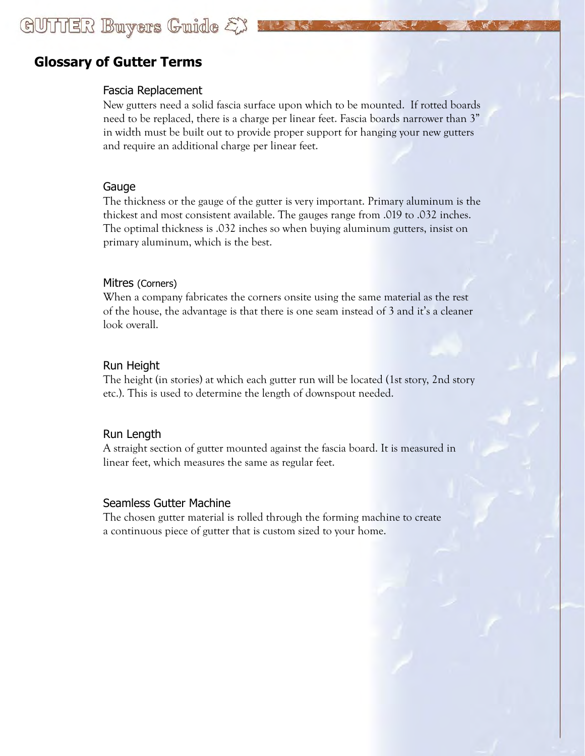## Glossary of Gutter Terms

### Fascia Replacement

New gutters need a solid fascia surface upon which to be mounted. If rotted boards need to be replaced, there is a charge per linear feet. Fascia boards narrower than 3" in width must be built out to provide proper support for hanging your new gutters and require an additional charge per linear feet.

### Gauge

The thickness or the gauge of the gutter is very important. Primary aluminum is the thickest and most consistent available. The gauges range from .019 to .032 inches. The optimal thickness is .032 inches so when buying aluminum gutters, insist on primary aluminum, which is the best.

### Mitres (Corners)

When a company fabricates the corners onsite using the same material as the rest of the house, the advantage is that there is one seam instead of 3 and it's a cleaner look overall.

### Run Height

The height (in stories) at which each gutter run will be located (1st story, 2nd story etc.). This is used to determine the length of downspout needed.

### Run Length

A straight section of gutter mounted against the fascia board. It is measured in linear feet, which measures the same as regular feet.

### Seamless Gutter Machine

The chosen gutter material is rolled through the forming machine to create a continuous piece of gutter that is custom sized to your home.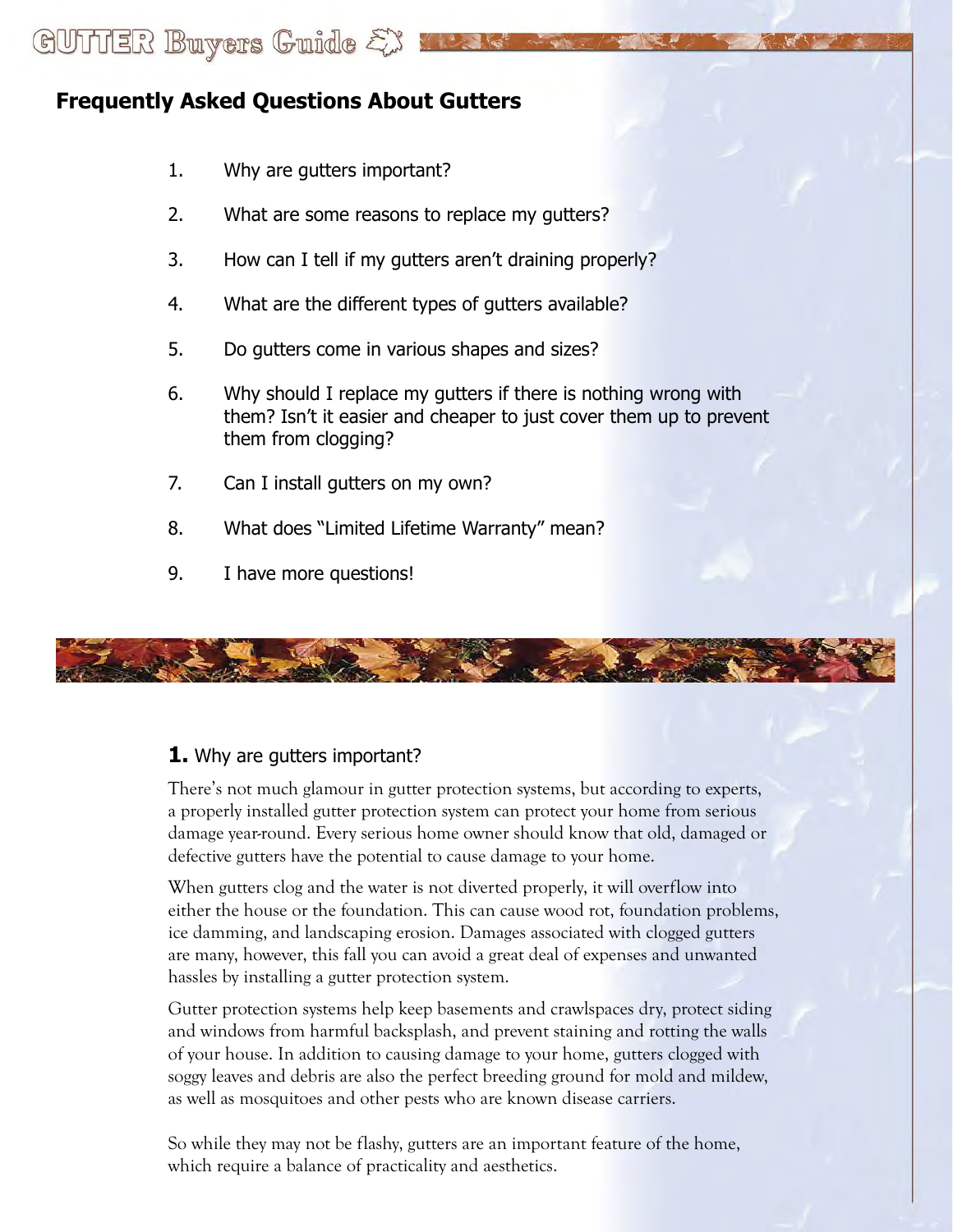## Frequently Asked Questions About Gutters

1. Why are gutters important?
2. What are some reasons to replace my gutters?
3. How can I tell if my gutters aren't draining properly?
4. What are the different types of gutters available?
5. Do gutters come in various shapes and sizes?
6. Why should I replace my gutters if there is nothing wrong with them? Isn't it easier and cheaper to just cover them up to prevent them from clogging?
7. Can I install gutters on my own?
8. What does "Limited Lifetime Warranty" mean?
9. I have more questions!

### **1.** Why are gutters important?

There's not much glamour in gutter protection systems, but according to experts, a properly installed gutter protection system can protect your home from serious damage year-round. Every serious home owner should know that old, damaged or defective gutters have the potential to cause damage to your home.

When gutters clog and the water is not diverted properly, it will overflow into either the house or the foundation. This can cause wood rot, foundation problems, ice damming, and landscaping erosion. Damages associated with clogged gutters are many, however, this fall you can avoid a great deal of expenses and unwanted hassles by installing a gutter protection system.

Gutter protection systems help keep basements and crawlspaces dry, protect siding and windows from harmful backsplash, and prevent staining and rotting the walls of your house. In addition to causing damage to your home, gutters clogged with soggy leaves and debris are also the perfect breeding ground for mold and mildew, as well as mosquitoes and other pests who are known disease carriers.

So while they may not be flashy, gutters are an important feature of the home, which require a balance of practicality and aesthetics.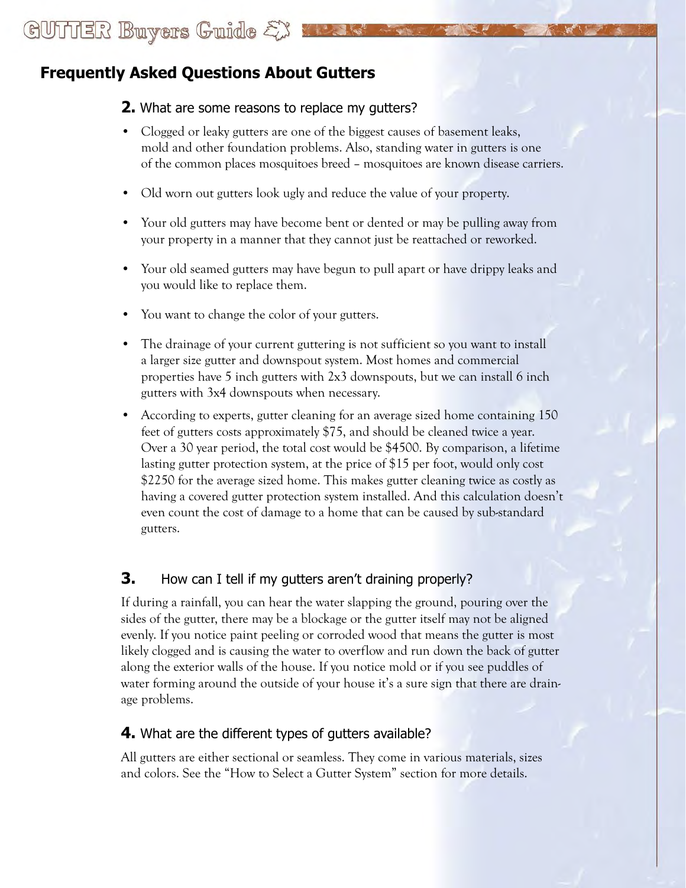## Frequently Asked Questions About Gutters

### 2. What are some reasons to replace my gutters?

- Clogged or leaky gutters are one of the biggest causes of basement leaks, mold and other foundation problems. Also, standing water in gutters is one of the common places mosquitoes breed – mosquitoes are known disease carriers.
- Old worn out gutters look ugly and reduce the value of your property.
- Your old gutters may have become bent or dented or may be pulling away from your property in a manner that they cannot just be reattached or reworked.
- Your old seamed gutters may have begun to pull apart or have drippy leaks and you would like to replace them.
- You want to change the color of your gutters.
- The drainage of your current guttering is not sufficient so you want to install a larger size gutter and downspout system. Most homes and commercial properties have 5 inch gutters with 2x3 downspouts, but we can install 6 inch gutters with 3x4 downspouts when necessary.
- According to experts, gutter cleaning for an average sized home containing 150 feet of gutters costs approximately $75, and should be cleaned twice a year. Over a 30 year period, the total cost would be $4500. By comparison, a lifetime lasting gutter protection system, at the price of $15 per foot, would only cost $2250 for the average sized home. This makes gutter cleaning twice as costly as having a covered gutter protection system installed. And this calculation doesn't even count the cost of damage to a home that can be caused by sub-standard gutters.

### 3. How can I tell if my gutters aren't draining properly?

If during a rainfall, you can hear the water slapping the ground, pouring over the sides of the gutter, there may be a blockage or the gutter itself may not be aligned evenly. If you notice paint peeling or corroded wood that means the gutter is most likely clogged and is causing the water to overflow and run down the back of gutter along the exterior walls of the house. If you notice mold or if you see puddles of water forming around the outside of your house it's a sure sign that there are drainage problems.

### 4. What are the different types of gutters available?

All gutters are either sectional or seamless. They come in various materials, sizes and colors. See the "How to Select a Gutter System" section for more details.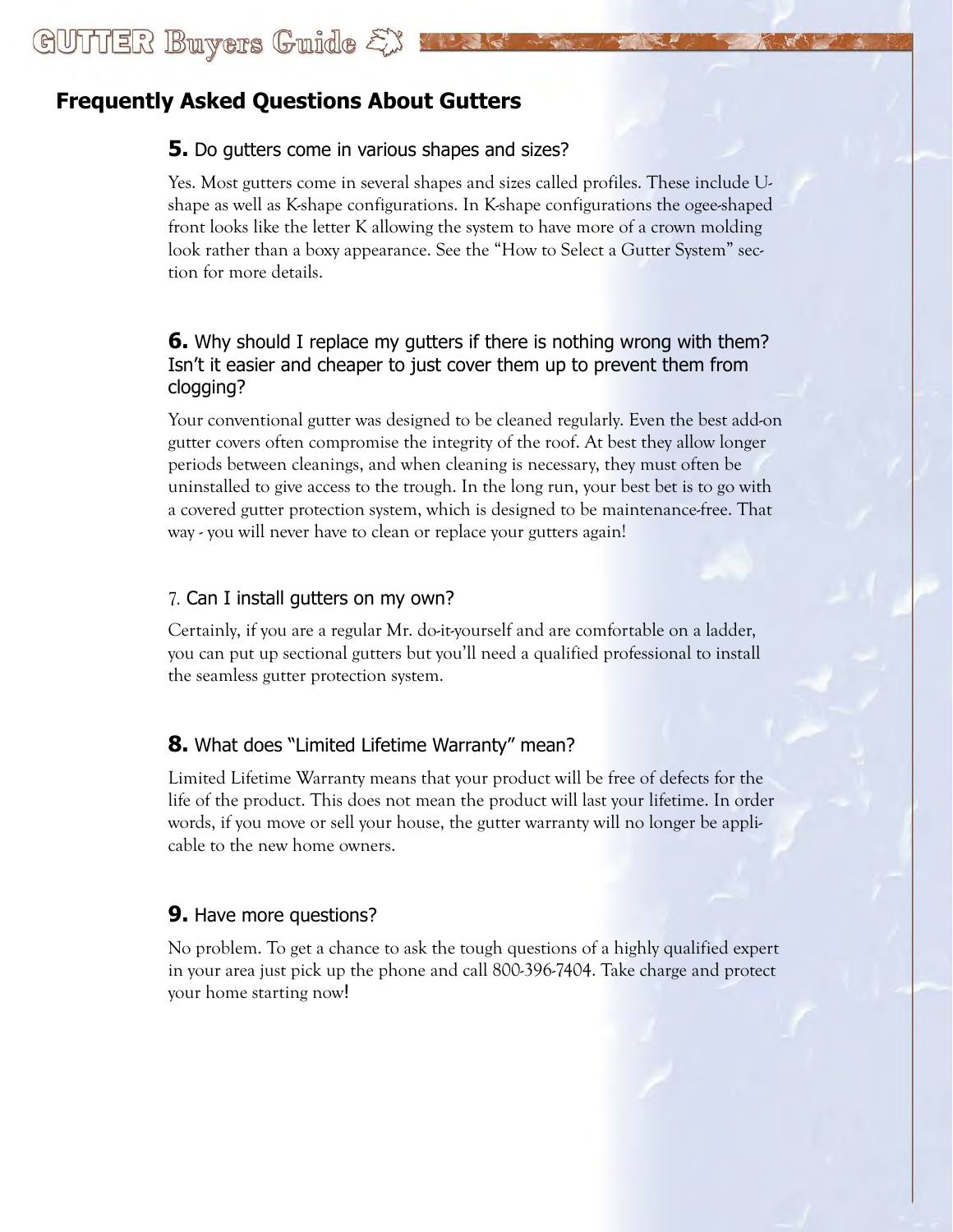## Frequently Asked Questions About Gutters

**5.** Do gutters come in various shapes and sizes?

Yes. Most gutters come in several shapes and sizes called profiles. These include U-shape as well as K-shape configurations. In K-shape configurations the ogee-shaped front looks like the letter K allowing the system to have more of a crown molding look rather than a boxy appearance. See the "How to Select a Gutter System" section for more details.

**6.** Why should I replace my gutters if there is nothing wrong with them? Isn't it easier and cheaper to just cover them up to prevent them from clogging?

Your conventional gutter was designed to be cleaned regularly. Even the best add-on gutter covers often compromise the integrity of the roof. At best they allow longer periods between cleanings, and when cleaning is necessary, they must often be uninstalled to give access to the trough. In the long run, your best bet is to go with a covered gutter protection system, which is designed to be maintenance-free. That way - you will never have to clean or replace your gutters again!

7. Can I install gutters on my own?

Certainly, if you are a regular Mr. do-it-yourself and are comfortable on a ladder, you can put up sectional gutters but you'll need a qualified professional to install the seamless gutter protection system.

**8.** What does "Limited Lifetime Warranty" mean?

Limited Lifetime Warranty means that your product will be free of defects for the life of the product. This does not mean the product will last your lifetime. In order words, if you move or sell your house, the gutter warranty will no longer be applicable to the new home owners.

**9.** Have more questions?

No problem. To get a chance to ask the tough questions of a highly qualified expert in your area just pick up the phone and call 800-396-7404. Take charge and protect your home starting now!